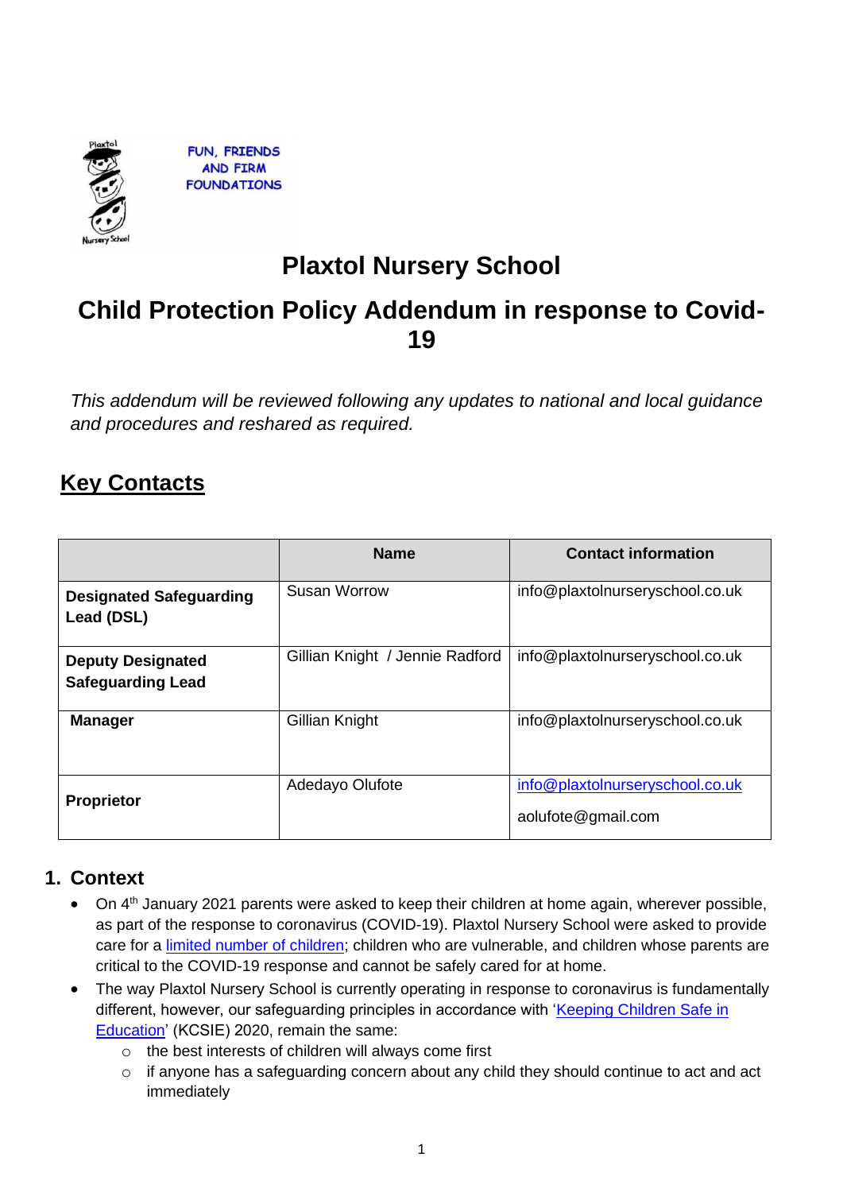FUN, FRIENDS AND FIRM FOUNDATIONS

# Plaxtol Nursery School

# Child Protection Policy Addendum in response to Covid-19

*This addendum will be reviewed following any updates to national and local guidance and procedures and reshared as required.*

## Key Contacts

| | Name | Contact information |
|---|---|---|
| **Designated Safeguarding Lead (DSL)** | Susan Worrow | info@plaxtolnurseryschool.co.uk |
| **Deputy Designated Safeguarding Lead** | Gillian Knight / Jennie Radford | info@plaxtolnurseryschool.co.uk |
| **Manager** | Gillian Knight | info@plaxtolnurseryschool.co.uk |
| **Proprietor** | Adedayo Olufote | info@plaxtolnurseryschool.co.uk<br>aolufote@gmail.com |

## 1. Context

- On 4th January 2021 parents were asked to keep their children at home again, wherever possible, as part of the response to coronavirus (COVID-19). Plaxtol Nursery School were asked to provide care for a limited number of children; children who are vulnerable, and children whose parents are critical to the COVID-19 response and cannot be safely cared for at home.
- The way Plaxtol Nursery School is currently operating in response to coronavirus is fundamentally different, however, our safeguarding principles in accordance with 'Keeping Children Safe in Education' (KCSIE) 2020, remain the same:
  - the best interests of children will always come first
  - if anyone has a safeguarding concern about any child they should continue to act and act immediately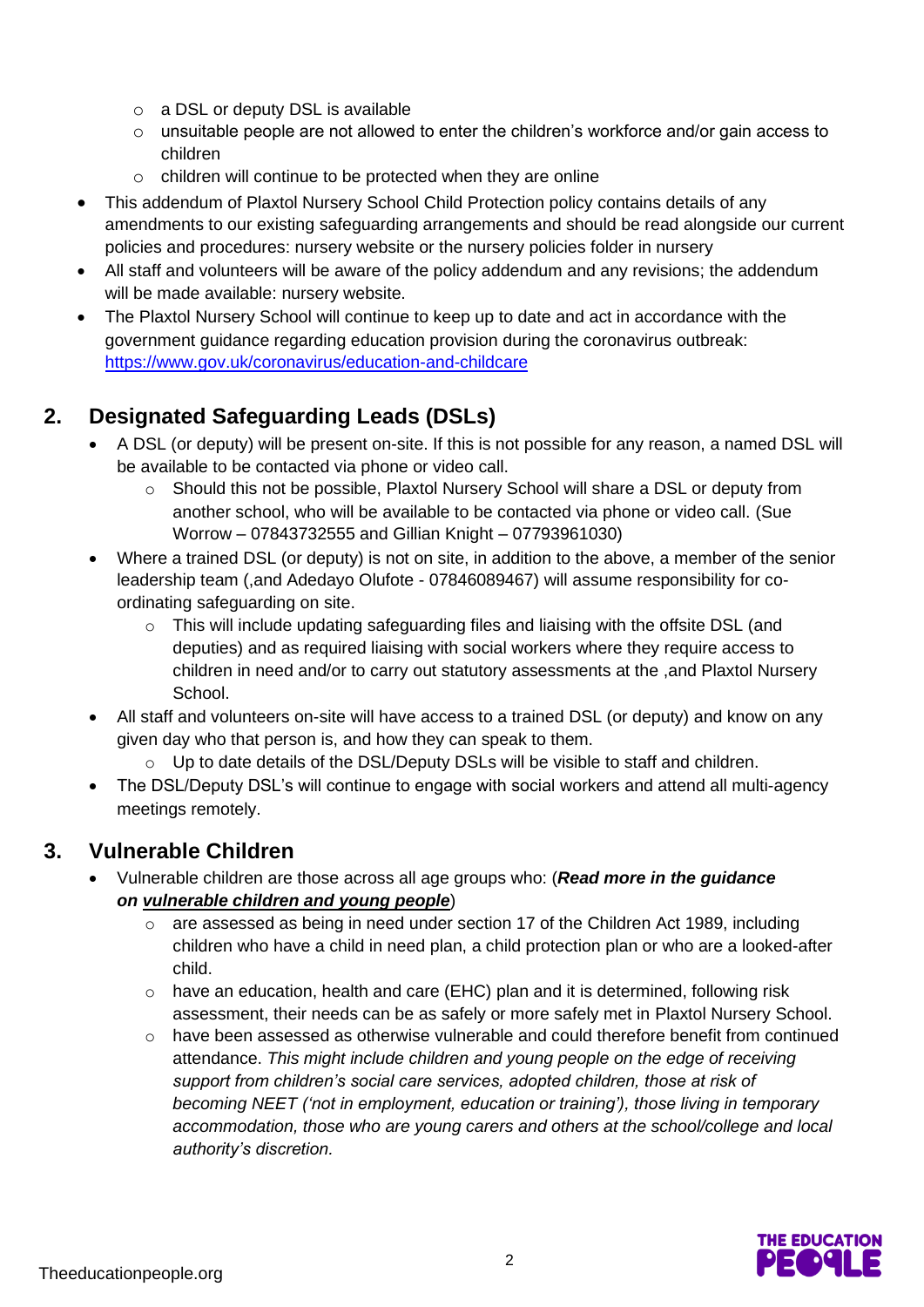- a DSL or deputy DSL is available
  - unsuitable people are not allowed to enter the children's workforce and/or gain access to children
  - children will continue to be protected when they are online
- This addendum of Plaxtol Nursery School Child Protection policy contains details of any amendments to our existing safeguarding arrangements and should be read alongside our current policies and procedures: nursery website or the nursery policies folder in nursery
- All staff and volunteers will be aware of the policy addendum and any revisions; the addendum will be made available: nursery website.
- The Plaxtol Nursery School will continue to keep up to date and act in accordance with the government guidance regarding education provision during the coronavirus outbreak: [https://www.gov.uk/coronavirus/education-and-childcare](https://www.gov.uk/coronavirus/education-and-childcare)

## 2. Designated Safeguarding Leads (DSLs)

- A DSL (or deputy) will be present on-site. If this is not possible for any reason, a named DSL will be available to be contacted via phone or video call.
  - Should this not be possible, Plaxtol Nursery School will share a DSL or deputy from another school, who will be available to be contacted via phone or video call. (Sue Worrow – 07843732555 and Gillian Knight – 07793961030)
- Where a trained DSL (or deputy) is not on site, in addition to the above, a member of the senior leadership team (,and Adedayo Olufote - 07846089467) will assume responsibility for co-ordinating safeguarding on site.
  - This will include updating safeguarding files and liaising with the offsite DSL (and deputies) and as required liaising with social workers where they require access to children in need and/or to carry out statutory assessments at the ,and Plaxtol Nursery School.
- All staff and volunteers on-site will have access to a trained DSL (or deputy) and know on any given day who that person is, and how they can speak to them.
  - Up to date details of the DSL/Deputy DSLs will be visible to staff and children.
- The DSL/Deputy DSL's will continue to engage with social workers and attend all multi-agency meetings remotely.

## 3. Vulnerable Children

- Vulnerable children are those across all age groups who: (***Read more in the guidance on <u>vulnerable children and young people</u>***)
  - are assessed as being in need under section 17 of the Children Act 1989, including children who have a child in need plan, a child protection plan or who are a looked-after child.
  - have an education, health and care (EHC) plan and it is determined, following risk assessment, their needs can be as safely or more safely met in Plaxtol Nursery School.
  - have been assessed as otherwise vulnerable and could therefore benefit from continued attendance. *This might include children and young people on the edge of receiving support from children's social care services, adopted children, those at risk of becoming NEET ('not in employment, education or training'), those living in temporary accommodation, those who are young carers and others at the school/college and local authority's discretion.*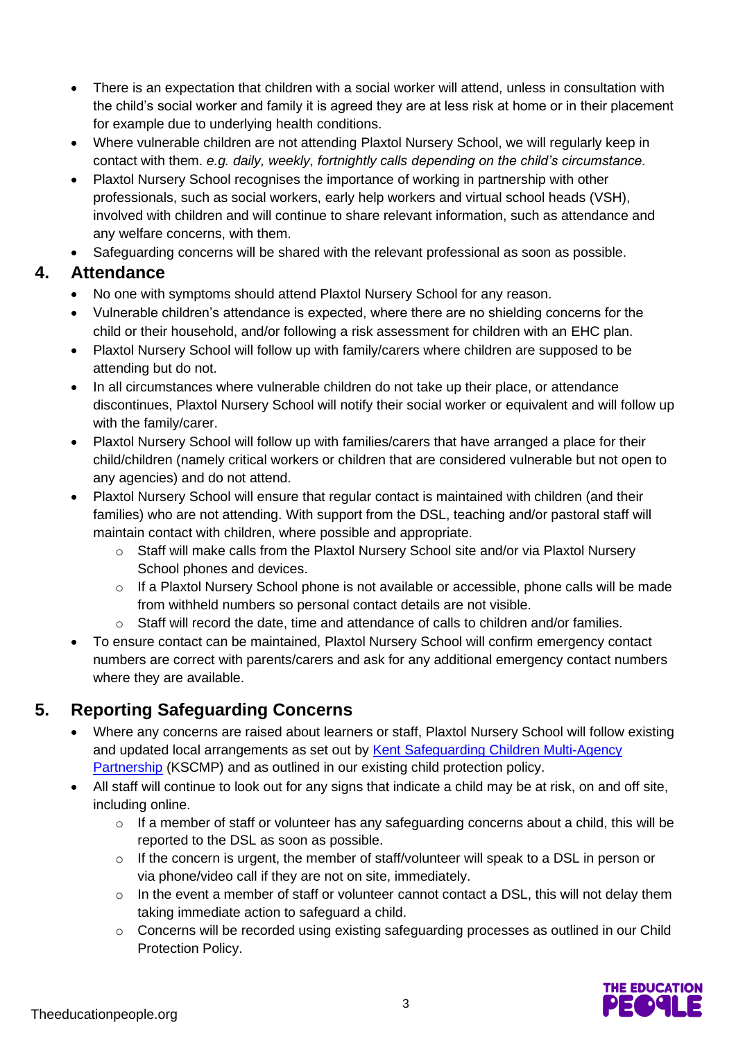- There is an expectation that children with a social worker will attend, unless in consultation with the child's social worker and family it is agreed they are at less risk at home or in their placement for example due to underlying health conditions.
- Where vulnerable children are not attending Plaxtol Nursery School, we will regularly keep in contact with them. *e.g. daily, weekly, fortnightly calls depending on the child's circumstance.*
- Plaxtol Nursery School recognises the importance of working in partnership with other professionals, such as social workers, early help workers and virtual school heads (VSH), involved with children and will continue to share relevant information, such as attendance and any welfare concerns, with them.
- Safeguarding concerns will be shared with the relevant professional as soon as possible.

## 4. Attendance

- No one with symptoms should attend Plaxtol Nursery School for any reason.
- Vulnerable children's attendance is expected, where there are no shielding concerns for the child or their household, and/or following a risk assessment for children with an EHC plan.
- Plaxtol Nursery School will follow up with family/carers where children are supposed to be attending but do not.
- In all circumstances where vulnerable children do not take up their place, or attendance discontinues, Plaxtol Nursery School will notify their social worker or equivalent and will follow up with the family/carer.
- Plaxtol Nursery School will follow up with families/carers that have arranged a place for their child/children (namely critical workers or children that are considered vulnerable but not open to any agencies) and do not attend.
- Plaxtol Nursery School will ensure that regular contact is maintained with children (and their families) who are not attending. With support from the DSL, teaching and/or pastoral staff will maintain contact with children, where possible and appropriate.
  - Staff will make calls from the Plaxtol Nursery School site and/or via Plaxtol Nursery School phones and devices.
  - If a Plaxtol Nursery School phone is not available or accessible, phone calls will be made from withheld numbers so personal contact details are not visible.
  - Staff will record the date, time and attendance of calls to children and/or families.
- To ensure contact can be maintained, Plaxtol Nursery School will confirm emergency contact numbers are correct with parents/carers and ask for any additional emergency contact numbers where they are available.

## 5. Reporting Safeguarding Concerns

- Where any concerns are raised about learners or staff, Plaxtol Nursery School will follow existing and updated local arrangements as set out by Kent Safeguarding Children Multi-Agency Partnership (KSCMP) and as outlined in our existing child protection policy.
- All staff will continue to look out for any signs that indicate a child may be at risk, on and off site, including online.
  - If a member of staff or volunteer has any safeguarding concerns about a child, this will be reported to the DSL as soon as possible.
  - If the concern is urgent, the member of staff/volunteer will speak to a DSL in person or via phone/video call if they are not on site, immediately.
  - In the event a member of staff or volunteer cannot contact a DSL, this will not delay them taking immediate action to safeguard a child.
  - Concerns will be recorded using existing safeguarding processes as outlined in our Child Protection Policy.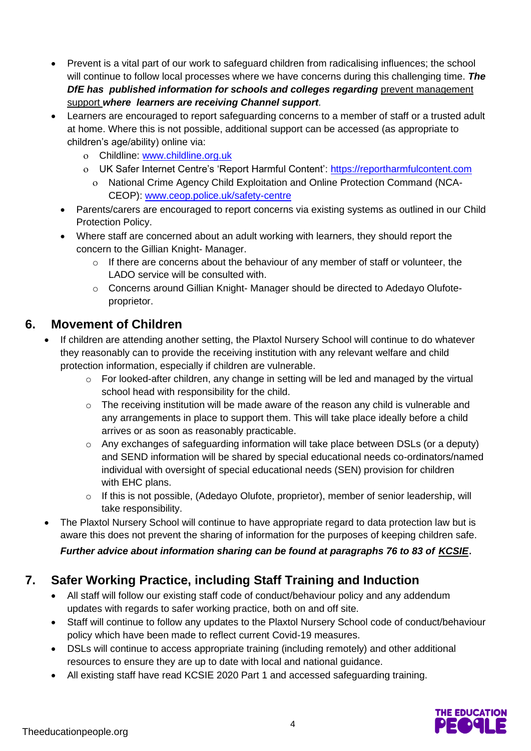- Prevent is a vital part of our work to safeguard children from radicalising influences; the school will continue to follow local processes where we have concerns during this challenging time. ***The DfE has published information for schools and colleges regarding*** prevent management support ***where learners are receiving Channel support***.
- Learners are encouraged to report safeguarding concerns to a member of staff or a trusted adult at home. Where this is not possible, additional support can be accessed (as appropriate to children's age/ability) online via:
  - Childline: www.childline.org.uk
  - UK Safer Internet Centre's 'Report Harmful Content': https://reportharmfulcontent.com
  - National Crime Agency Child Exploitation and Online Protection Command (NCA-CEOP): www.ceop.police.uk/safety-centre
- Parents/carers are encouraged to report concerns via existing systems as outlined in our Child Protection Policy.
- Where staff are concerned about an adult working with learners, they should report the concern to the Gillian Knight- Manager.
  - If there are concerns about the behaviour of any member of staff or volunteer, the LADO service will be consulted with.
  - Concerns around Gillian Knight- Manager should be directed to Adedayo Olufote-proprietor.

## 6. Movement of Children

- If children are attending another setting, the Plaxtol Nursery School will continue to do whatever they reasonably can to provide the receiving institution with any relevant welfare and child protection information, especially if children are vulnerable.
  - For looked-after children, any change in setting will be led and managed by the virtual school head with responsibility for the child.
  - The receiving institution will be made aware of the reason any child is vulnerable and any arrangements in place to support them. This will take place ideally before a child arrives or as soon as reasonably practicable.
  - Any exchanges of safeguarding information will take place between DSLs (or a deputy) and SEND information will be shared by special educational needs co-ordinators/named individual with oversight of special educational needs (SEN) provision for children with EHC plans.
  - If this is not possible, (Adedayo Olufote, proprietor), member of senior leadership, will take responsibility.
- The Plaxtol Nursery School will continue to have appropriate regard to data protection law but is aware this does not prevent the sharing of information for the purposes of keeping children safe.

***Further advice about information sharing can be found at paragraphs 76 to 83 of KCSIE.***

## 7. Safer Working Practice, including Staff Training and Induction

- All staff will follow our existing staff code of conduct/behaviour policy and any addendum updates with regards to safer working practice, both on and off site.
- Staff will continue to follow any updates to the Plaxtol Nursery School code of conduct/behaviour policy which have been made to reflect current Covid-19 measures.
- DSLs will continue to access appropriate training (including remotely) and other additional resources to ensure they are up to date with local and national guidance.
- All existing staff have read KCSIE 2020 Part 1 and accessed safeguarding training.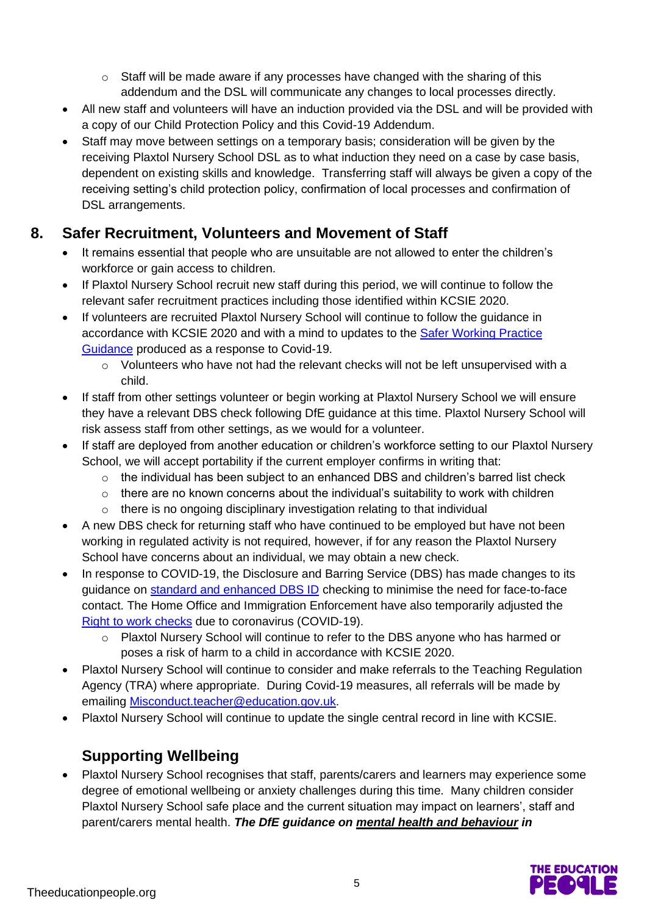- Staff will be made aware if any processes have changed with the sharing of this addendum and the DSL will communicate any changes to local processes directly.
- All new staff and volunteers will have an induction provided via the DSL and will be provided with a copy of our Child Protection Policy and this Covid-19 Addendum.
- Staff may move between settings on a temporary basis; consideration will be given by the receiving Plaxtol Nursery School DSL as to what induction they need on a case by case basis, dependent on existing skills and knowledge. Transferring staff will always be given a copy of the receiving setting's child protection policy, confirmation of local processes and confirmation of DSL arrangements.

## 8. Safer Recruitment, Volunteers and Movement of Staff

- It remains essential that people who are unsuitable are not allowed to enter the children's workforce or gain access to children.
- If Plaxtol Nursery School recruit new staff during this period, we will continue to follow the relevant safer recruitment practices including those identified within KCSIE 2020.
- If volunteers are recruited Plaxtol Nursery School will continue to follow the guidance in accordance with KCSIE 2020 and with a mind to updates to the Safer Working Practice Guidance produced as a response to Covid-19.
  - Volunteers who have not had the relevant checks will not be left unsupervised with a child.
- If staff from other settings volunteer or begin working at Plaxtol Nursery School we will ensure they have a relevant DBS check following DfE guidance at this time. Plaxtol Nursery School will risk assess staff from other settings, as we would for a volunteer.
- If staff are deployed from another education or children's workforce setting to our Plaxtol Nursery School, we will accept portability if the current employer confirms in writing that:
  - the individual has been subject to an enhanced DBS and children's barred list check
  - there are no known concerns about the individual's suitability to work with children
  - there is no ongoing disciplinary investigation relating to that individual
- A new DBS check for returning staff who have continued to be employed but have not been working in regulated activity is not required, however, if for any reason the Plaxtol Nursery School have concerns about an individual, we may obtain a new check.
- In response to COVID-19, the Disclosure and Barring Service (DBS) has made changes to its guidance on standard and enhanced DBS ID checking to minimise the need for face-to-face contact. The Home Office and Immigration Enforcement have also temporarily adjusted the Right to work checks due to coronavirus (COVID-19).
  - Plaxtol Nursery School will continue to refer to the DBS anyone who has harmed or poses a risk of harm to a child in accordance with KCSIE 2020.
- Plaxtol Nursery School will continue to consider and make referrals to the Teaching Regulation Agency (TRA) where appropriate. During Covid-19 measures, all referrals will be made by emailing Misconduct.teacher@education.gov.uk.
- Plaxtol Nursery School will continue to update the single central record in line with KCSIE.

## Supporting Wellbeing

- Plaxtol Nursery School recognises that staff, parents/carers and learners may experience some degree of emotional wellbeing or anxiety challenges during this time. Many children consider Plaxtol Nursery School safe place and the current situation may impact on learners', staff and parent/carers mental health. ***The DfE guidance on mental health and behaviour in***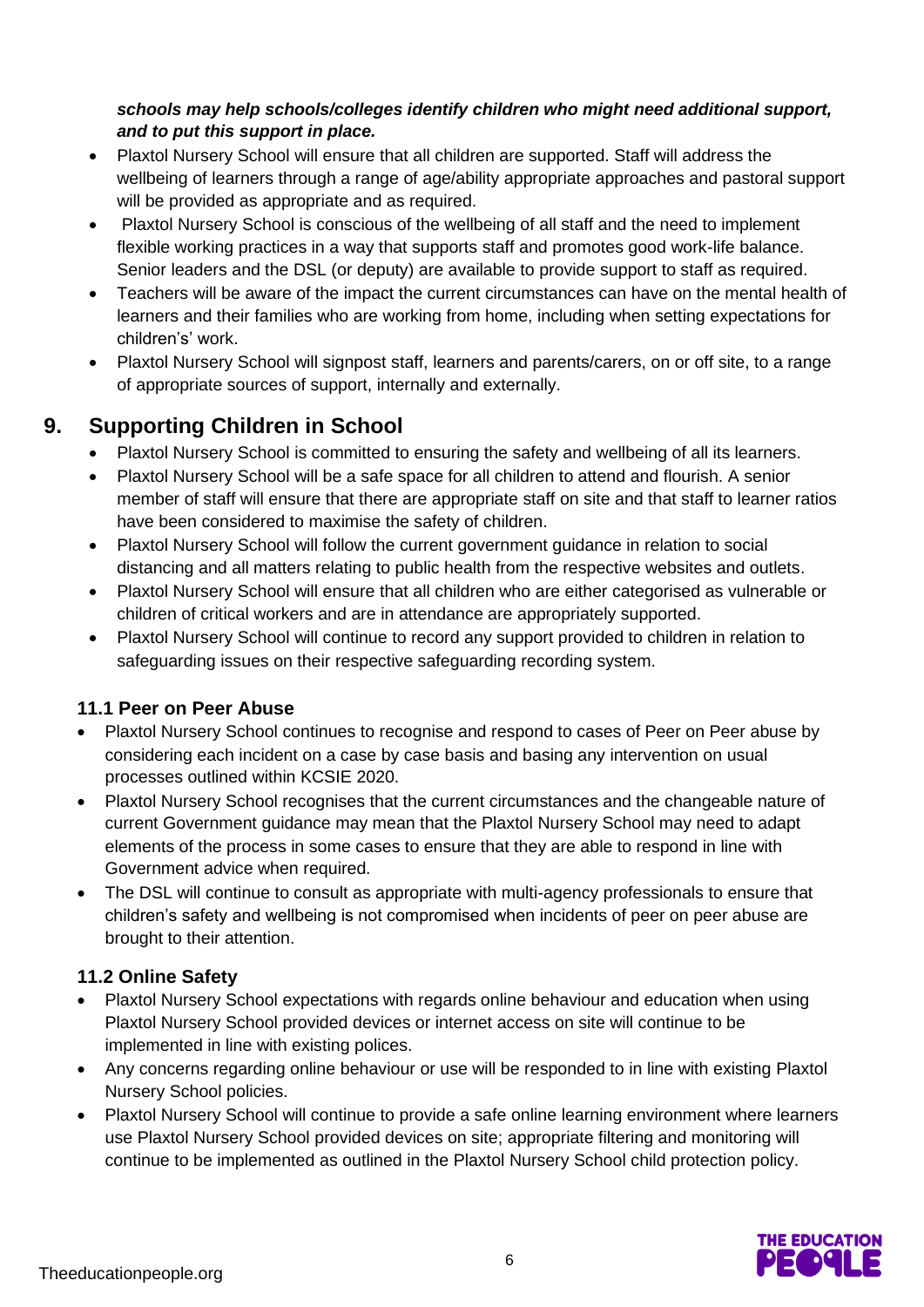***schools may help schools/colleges identify children who might need additional support, and to put this support in place.***

- Plaxtol Nursery School will ensure that all children are supported. Staff will address the wellbeing of learners through a range of age/ability appropriate approaches and pastoral support will be provided as appropriate and as required.
- Plaxtol Nursery School is conscious of the wellbeing of all staff and the need to implement flexible working practices in a way that supports staff and promotes good work-life balance. Senior leaders and the DSL (or deputy) are available to provide support to staff as required.
- Teachers will be aware of the impact the current circumstances can have on the mental health of learners and their families who are working from home, including when setting expectations for children's' work.
- Plaxtol Nursery School will signpost staff, learners and parents/carers, on or off site, to a range of appropriate sources of support, internally and externally.

## 9. Supporting Children in School

- Plaxtol Nursery School is committed to ensuring the safety and wellbeing of all its learners.
- Plaxtol Nursery School will be a safe space for all children to attend and flourish. A senior member of staff will ensure that there are appropriate staff on site and that staff to learner ratios have been considered to maximise the safety of children.
- Plaxtol Nursery School will follow the current government guidance in relation to social distancing and all matters relating to public health from the respective websites and outlets.
- Plaxtol Nursery School will ensure that all children who are either categorised as vulnerable or children of critical workers and are in attendance are appropriately supported.
- Plaxtol Nursery School will continue to record any support provided to children in relation to safeguarding issues on their respective safeguarding recording system.

### 11.1 Peer on Peer Abuse

- Plaxtol Nursery School continues to recognise and respond to cases of Peer on Peer abuse by considering each incident on a case by case basis and basing any intervention on usual processes outlined within KCSIE 2020.
- Plaxtol Nursery School recognises that the current circumstances and the changeable nature of current Government guidance may mean that the Plaxtol Nursery School may need to adapt elements of the process in some cases to ensure that they are able to respond in line with Government advice when required.
- The DSL will continue to consult as appropriate with multi-agency professionals to ensure that children's safety and wellbeing is not compromised when incidents of peer on peer abuse are brought to their attention.

### 11.2 Online Safety

- Plaxtol Nursery School expectations with regards online behaviour and education when using Plaxtol Nursery School provided devices or internet access on site will continue to be implemented in line with existing polices.
- Any concerns regarding online behaviour or use will be responded to in line with existing Plaxtol Nursery School policies.
- Plaxtol Nursery School will continue to provide a safe online learning environment where learners use Plaxtol Nursery School provided devices on site; appropriate filtering and monitoring will continue to be implemented as outlined in the Plaxtol Nursery School child protection policy.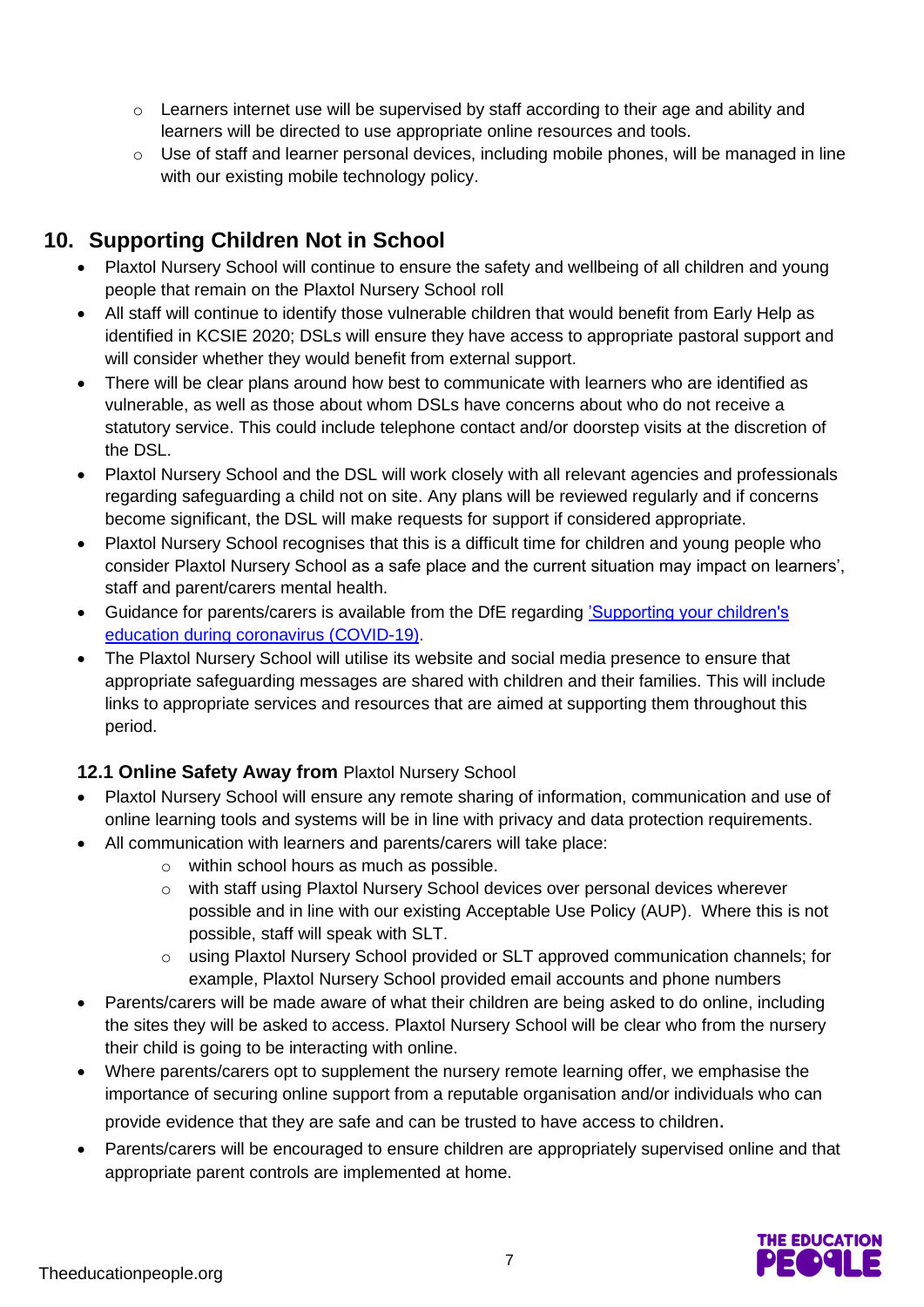- Learners internet use will be supervised by staff according to their age and ability and learners will be directed to use appropriate online resources and tools.
  - Use of staff and learner personal devices, including mobile phones, will be managed in line with our existing mobile technology policy.

## 10. Supporting Children Not in School

- Plaxtol Nursery School will continue to ensure the safety and wellbeing of all children and young people that remain on the Plaxtol Nursery School roll
- All staff will continue to identify those vulnerable children that would benefit from Early Help as identified in KCSIE 2020; DSLs will ensure they have access to appropriate pastoral support and will consider whether they would benefit from external support.
- There will be clear plans around how best to communicate with learners who are identified as vulnerable, as well as those about whom DSLs have concerns about who do not receive a statutory service. This could include telephone contact and/or doorstep visits at the discretion of the DSL.
- Plaxtol Nursery School and the DSL will work closely with all relevant agencies and professionals regarding safeguarding a child not on site. Any plans will be reviewed regularly and if concerns become significant, the DSL will make requests for support if considered appropriate.
- Plaxtol Nursery School recognises that this is a difficult time for children and young people who consider Plaxtol Nursery School as a safe place and the current situation may impact on learners', staff and parent/carers mental health.
- Guidance for parents/carers is available from the DfE regarding 'Supporting your children's education during coronavirus (COVID-19).
- The Plaxtol Nursery School will utilise its website and social media presence to ensure that appropriate safeguarding messages are shared with children and their families. This will include links to appropriate services and resources that are aimed at supporting them throughout this period.

### 12.1 Online Safety Away from Plaxtol Nursery School

- Plaxtol Nursery School will ensure any remote sharing of information, communication and use of online learning tools and systems will be in line with privacy and data protection requirements.
- All communication with learners and parents/carers will take place:
  - within school hours as much as possible.
  - with staff using Plaxtol Nursery School devices over personal devices wherever possible and in line with our existing Acceptable Use Policy (AUP). Where this is not possible, staff will speak with SLT.
  - using Plaxtol Nursery School provided or SLT approved communication channels; for example, Plaxtol Nursery School provided email accounts and phone numbers
- Parents/carers will be made aware of what their children are being asked to do online, including the sites they will be asked to access. Plaxtol Nursery School will be clear who from the nursery their child is going to be interacting with online.
- Where parents/carers opt to supplement the nursery remote learning offer, we emphasise the importance of securing online support from a reputable organisation and/or individuals who can provide evidence that they are safe and can be trusted to have access to children.
- Parents/carers will be encouraged to ensure children are appropriately supervised online and that appropriate parent controls are implemented at home.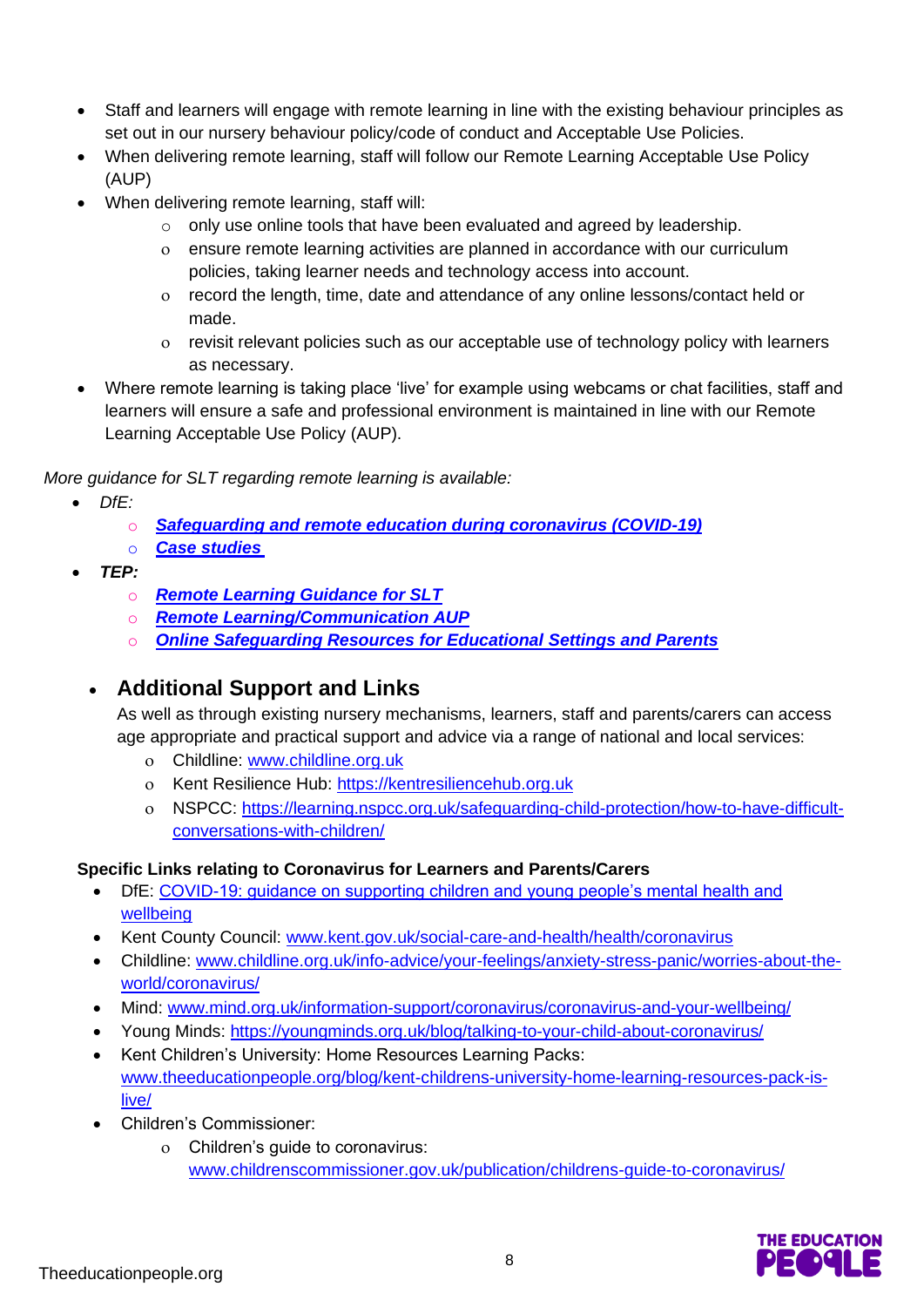- Staff and learners will engage with remote learning in line with the existing behaviour principles as set out in our nursery behaviour policy/code of conduct and Acceptable Use Policies.
- When delivering remote learning, staff will follow our Remote Learning Acceptable Use Policy (AUP)
- When delivering remote learning, staff will:
  - only use online tools that have been evaluated and agreed by leadership.
  - ensure remote learning activities are planned in accordance with our curriculum policies, taking learner needs and technology access into account.
  - record the length, time, date and attendance of any online lessons/contact held or made.
  - revisit relevant policies such as our acceptable use of technology policy with learners as necessary.
- Where remote learning is taking place 'live' for example using webcams or chat facilities, staff and learners will ensure a safe and professional environment is maintained in line with our Remote Learning Acceptable Use Policy (AUP).

*More guidance for SLT regarding remote learning is available:*

- *DfE:*
  - ***Safeguarding and remote education during coronavirus (COVID-19)***
  - ***Case studies***
- ***TEP:***
  - ***Remote Learning Guidance for SLT***
  - ***Remote Learning/Communication AUP***
  - ***Online Safeguarding Resources for Educational Settings and Parents***

## Additional Support and Links

As well as through existing nursery mechanisms, learners, staff and parents/carers can access age appropriate and practical support and advice via a range of national and local services:

- Childline: www.childline.org.uk
- Kent Resilience Hub: https://kentresiliencehub.org.uk
- NSPCC: https://learning.nspcc.org.uk/safeguarding-child-protection/how-to-have-difficult-conversations-with-children/

**Specific Links relating to Coronavirus for Learners and Parents/Carers**

- DfE: COVID-19: guidance on supporting children and young people's mental health and wellbeing
- Kent County Council: www.kent.gov.uk/social-care-and-health/health/coronavirus
- Childline: www.childline.org.uk/info-advice/your-feelings/anxiety-stress-panic/worries-about-the-world/coronavirus/
- Mind: www.mind.org.uk/information-support/coronavirus/coronavirus-and-your-wellbeing/
- Young Minds: https://youngminds.org.uk/blog/talking-to-your-child-about-coronavirus/
- Kent Children's University: Home Resources Learning Packs: www.theeducationpeople.org/blog/kent-childrens-university-home-learning-resources-pack-is-live/
- Children's Commissioner:
  - Children's guide to coronavirus: www.childrenscommissioner.gov.uk/publication/childrens-guide-to-coronavirus/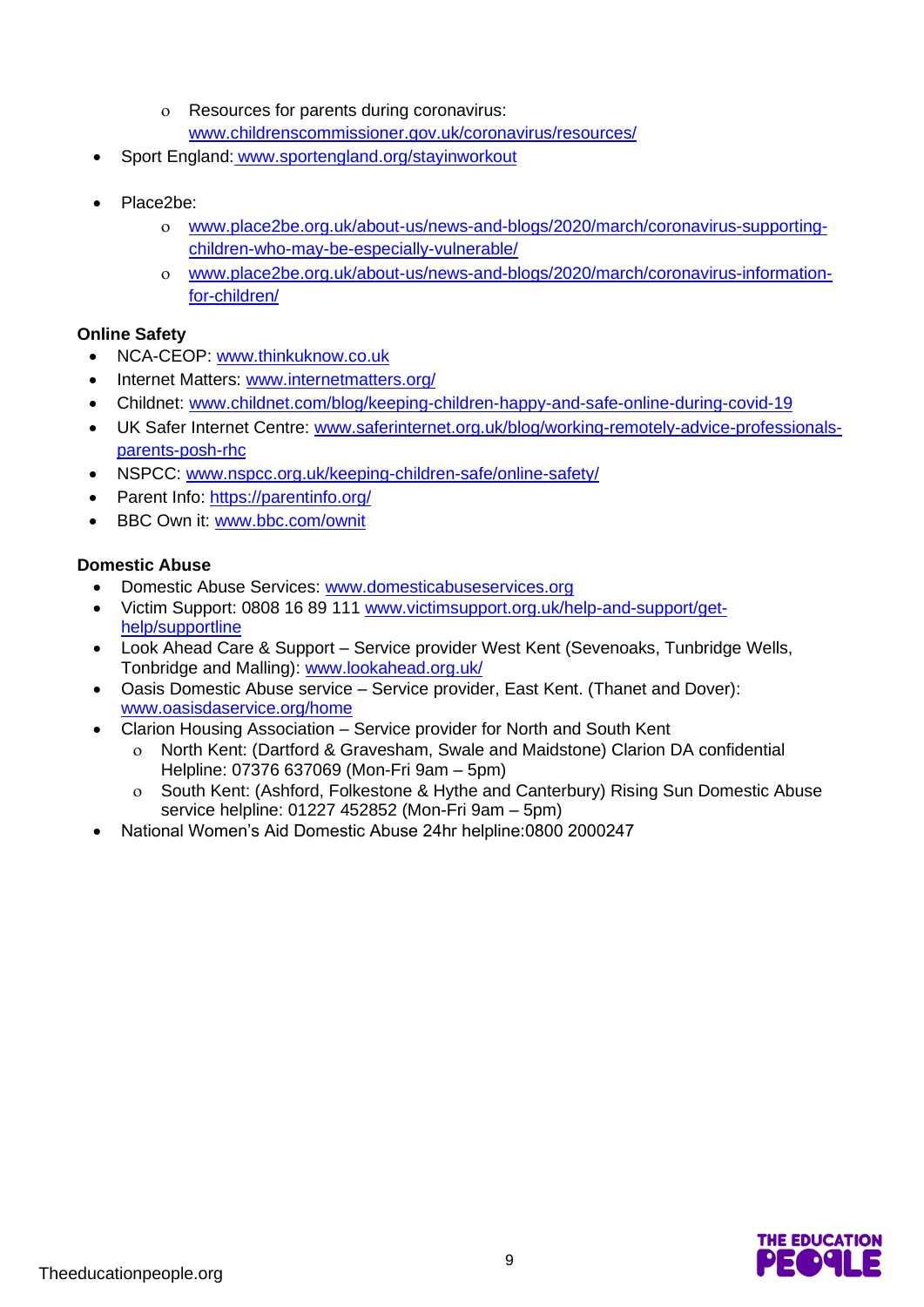- Resources for parents during coronavirus: www.childrenscommissioner.gov.uk/coronavirus/resources/
- Sport England: www.sportengland.org/stayinworkout
- Place2be:
  - www.place2be.org.uk/about-us/news-and-blogs/2020/march/coronavirus-supporting-children-who-may-be-especially-vulnerable/
  - www.place2be.org.uk/about-us/news-and-blogs/2020/march/coronavirus-information-for-children/

**Online Safety**

- NCA-CEOP: www.thinkuknow.co.uk
- Internet Matters: www.internetmatters.org/
- Childnet: www.childnet.com/blog/keeping-children-happy-and-safe-online-during-covid-19
- UK Safer Internet Centre: www.saferinternet.org.uk/blog/working-remotely-advice-professionals-parents-posh-rhc
- NSPCC: www.nspcc.org.uk/keeping-children-safe/online-safety/
- Parent Info: https://parentinfo.org/
- BBC Own it: www.bbc.com/ownit

**Domestic Abuse**

- Domestic Abuse Services: www.domesticabuseservices.org
- Victim Support: 0808 16 89 111 www.victimsupport.org.uk/help-and-support/get-help/supportline
- Look Ahead Care & Support – Service provider West Kent (Sevenoaks, Tunbridge Wells, Tonbridge and Malling): www.lookahead.org.uk/
- Oasis Domestic Abuse service – Service provider, East Kent. (Thanet and Dover): www.oasisdaservice.org/home
- Clarion Housing Association – Service provider for North and South Kent
  - North Kent: (Dartford & Gravesham, Swale and Maidstone) Clarion DA confidential Helpline: 07376 637069 (Mon-Fri 9am – 5pm)
  - South Kent: (Ashford, Folkestone & Hythe and Canterbury) Rising Sun Domestic Abuse service helpline: 01227 452852 (Mon-Fri 9am – 5pm)
- National Women's Aid Domestic Abuse 24hr helpline:0800 2000247